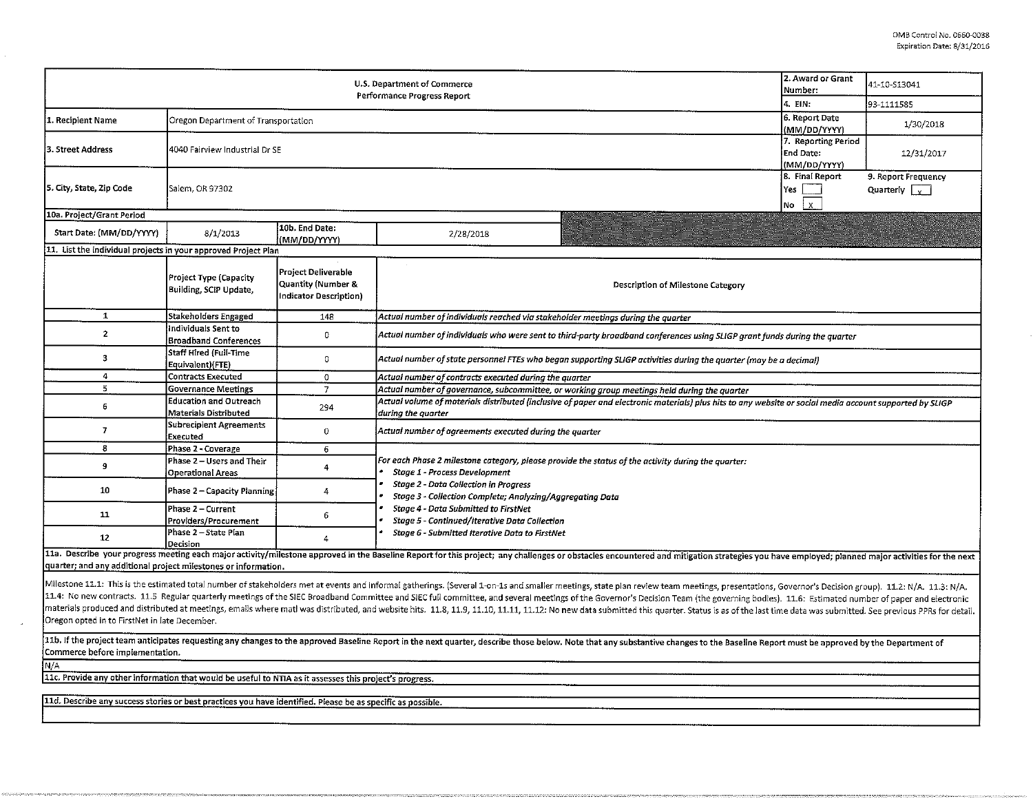OMB Control No. 0660-0038
Expiration Date: 8/31/2016

| U.S. Department of Commerce Performance Progress Report | | | | 2. Award or Grant Number: | 41-10-S13041 |
|---|---|---|---|---|---|
| | | | | 4. EIN: | 93-1111585 |
| 1. Recipient Name | Oregon Department of Transportation | | | 6. Report Date (MM/DD/YYYY) | 1/30/2018 |
| 3. Street Address | 4040 Fairview Industrial Dr SE | | | 7. Reporting Period End Date: (MM/DD/YYYY) | 12/31/2017 |
| 5. City, State, Zip Code | Salem, OR 97302 | | | 8. Final Report Yes [ ] No [X] | 9. Report Frequency Quarterly [x] |
| 10a. Project/Grant Period | | | | | |
| Start Date: (MM/DD/YYYY) | 8/1/2013 | 10b. End Date: (MM/DD/YYYY) | 2/28/2018 | | |

11. List the individual projects in your approved Project Plan

| | Project Type (Capacity Building, SCIP Update, | Project Deliverable Quantity (Number & Indicator Description) | Description of Milestone Category |
|---|---|---|---|
| 1 | Stakeholders Engaged | 148 | *Actual number of individuals reached via stakeholder meetings during the quarter* |
| 2 | Individuals Sent to Broadband Conferences | 0 | *Actual number of individuals who were sent to third-party broadband conferences using SLIGP grant funds during the quarter* |
| 3 | Staff Hired (Full-Time Equivalent)(FTE) | 0 | *Actual number of state personnel FTEs who began supporting SLIGP activities during the quarter (may be a decimal)* |
| 4 | Contracts Executed | 0 | *Actual number of contracts executed during the quarter* |
| 5 | Governance Meetings | 7 | *Actual number of governance, subcommittee, or working group meetings held during the quarter* |
| 6 | Education and Outreach Materials Distributed | 294 | *Actual volume of materials distributed (inclusive of paper and electronic materials) plus hits to any website or social media account supported by SLIGP during the quarter* |
| 7 | Subrecipient Agreements Executed | 0 | *Actual number of agreements executed during the quarter* |
| 8 | Phase 2 - Coverage | 6 | *For each Phase 2 milestone category, please provide the status of the activity during the quarter:* <br> • *Stage 1 - Process Development* <br> • *Stage 2 - Data Collection in Progress* <br> • *Stage 3 - Collection Complete; Analyzing/Aggregating Data* <br> • *Stage 4 - Data Submitted to FirstNet* <br> • *Stage 5 - Continued/Iterative Data Collection* <br> • *Stage 6 - Submitted Iterative Data to FirstNet* |
| 9 | Phase 2 – Users and Their Operational Areas | 4 | |
| 10 | Phase 2 – Capacity Planning | 4 | |
| 11 | Phase 2 – Current Providers/Procurement | 6 | |
| 12 | Phase 2 – State Plan Decision | 4 | |

11a. Describe your progress meeting each major activity/milestone approved in the Baseline Report for this project; any challenges or obstacles encountered and mitigation strategies you have employed; planned major activities for the next quarter; and any additional project milestones or information.

Milestone 11.1: This is the estimated total number of stakeholders met at events and informal gatherings. (Several 1-on-1s and smaller meetings, state plan review team meetings, presentations, Governor's Decision group). 11.2: N/A. 11.3: N/A. 11.4: No new contracts. 11.5 Regular quarterly meetings of the SIEC Broadband Committee and SIEC full committee, and several meetings of the Governor's Decision Team (the governing bodies). 11.6: Estimated number of paper and electronic materials produced and distributed at meetings, emails where matl was distributed, and website hits. 11.8, 11.9, 11.10, 11.11, 11.12: No new data submitted this quarter. Status is as of the last time data was submitted. See previous PPRs for detail. Oregon opted in to FirstNet in late December.

11b. If the project team anticipates requesting any changes to the approved Baseline Report in the next quarter, describe those below. Note that any substantive changes to the Baseline Report must be approved by the Department of Commerce before implementation.

N/A

11c. Provide any other information that would be useful to NTIA as it assesses this project's progress.

11d. Describe any success stories or best practices you have identified. Please be as specific as possible.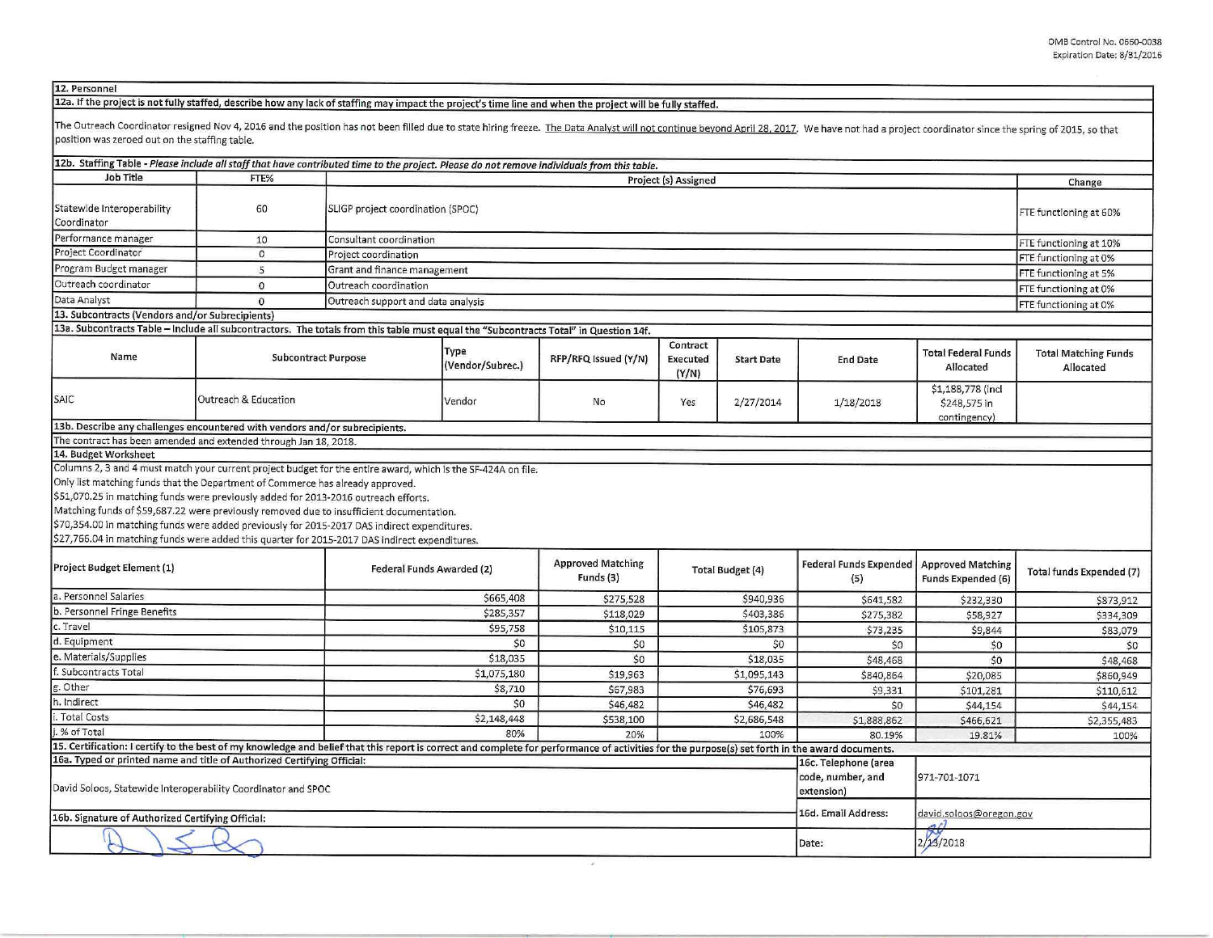OMB Control No. 0660-0038
Expiration Date: 8/31/2016

**12. Personnel**

**12a. If the project is not fully staffed, describe how any lack of staffing may impact the project's time line and when the project will be fully staffed.**

The Outreach Coordinator resigned Nov 4, 2016 and the position has not been filled due to state hiring freeze. The Data Analyst will not continue beyond April 28, 2017. We have not had a project coordinator since the spring of 2015, so that position was zeroed out on the staffing table.

**12b. Staffing Table** - *Please include all staff that have contributed time to the project. Please do not remove individuals from this table.*

| Job Title | FTE% | Project (s) Assigned | Change |
|---|---|---|---|
| Statewide Interoperability Coordinator | 60 | SLIGP project coordination (SPOC) | FTE functioning at 60% |
| Performance manager | 10 | Consultant coordination | FTE functioning at 10% |
| Project Coordinator | 0 | Project coordination | FTE functioning at 0% |
| Program Budget manager | 5 | Grant and finance management | FTE functioning at 5% |
| Outreach coordinator | 0 | Outreach coordination | FTE functioning at 0% |
| Data Analyst | 0 | Outreach support and data analysis | FTE functioning at 0% |

**13. Subcontracts (Vendors and/or Subrecipients)**

**13a. Subcontracts Table – Include all subcontractors. The totals from this table must equal the "Subcontracts Total" in Question 14f.**

| Name | Subcontract Purpose | Type (Vendor/Subrec.) | RFP/RFQ Issued (Y/N) | Contract Executed (Y/N) | Start Date | End Date | Total Federal Funds Allocated | Total Matching Funds Allocated |
|---|---|---|---|---|---|---|---|---|
| SAIC | Outreach & Education | Vendor | No | Yes | 2/27/2014 | 1/18/2018 | $1,188,778 (incl $248,575 in contingency) | |

**13b. Describe any challenges encountered with vendors and/or subrecipients.**

The contract has been amended and extended through Jan 18, 2018.

**14. Budget Worksheet**

Columns 2, 3 and 4 must match your current project budget for the entire award, which is the SF-424A on file.
Only list matching funds that the Department of Commerce has already approved.
$51,070.25 in matching funds were previously added for 2013-2016 outreach efforts.
Matching funds of $59,687.22 were previously removed due to insufficient documentation.
$70,354.00 in matching funds were added previously for 2015-2017 DAS indirect expenditures.
$27,766.04 in matching funds were added this quarter for 2015-2017 DAS indirect expenditures.

| Project Budget Element (1) | Federal Funds Awarded (2) | Approved Matching Funds (3) | Total Budget (4) | Federal Funds Expended (5) | Approved Matching Funds Expended (6) | Total funds Expended (7) |
|---|---|---|---|---|---|---|
| a. Personnel Salaries | $665,408 | $275,528 | $940,936 | $641,582 | $232,330 | $873,912 |
| b. Personnel Fringe Benefits | $285,357 | $118,029 | $403,386 | $275,382 | $58,927 | $334,309 |
| c. Travel | $95,758 | $10,115 | $105,873 | $73,235 | $9,844 | $83,079 |
| d. Equipment | $0 | $0 | $0 | $0 | $0 | $0 |
| e. Materials/Supplies | $18,035 | $0 | $18,035 | $48,468 | $0 | $48,468 |
| f. Subcontracts Total | $1,075,180 | $19,963 | $1,095,143 | $840,864 | $20,085 | $860,949 |
| g. Other | $8,710 | $67,983 | $76,693 | $9,331 | $101,281 | $110,612 |
| h. Indirect | $0 | $46,482 | $46,482 | $0 | $44,154 | $44,154 |
| i. Total Costs | $2,148,448 | $538,100 | $2,686,548 | $1,888,862 | $466,621 | $2,355,483 |
| j. % of Total | 80% | 20% | 100% | 80.19% | 19.81% | 100% |

**15. Certification: I certify to the best of my knowledge and belief that this report is correct and complete for performance of activities for the purpose(s) set forth in the award documents.**

| | | |
|---|---|---|
| **16a. Typed or printed name and title of Authorized Certifying Official:** David Soloos, Statewide Interoperability Coordinator and SPOC | 16c. Telephone (area code, number, and extension) | 971-701-1071 |
| | 16d. Email Address: | david.soloos@oregon.gov |
| **16b. Signature of Authorized Certifying Official:** | Date: | 2/13/2018 |